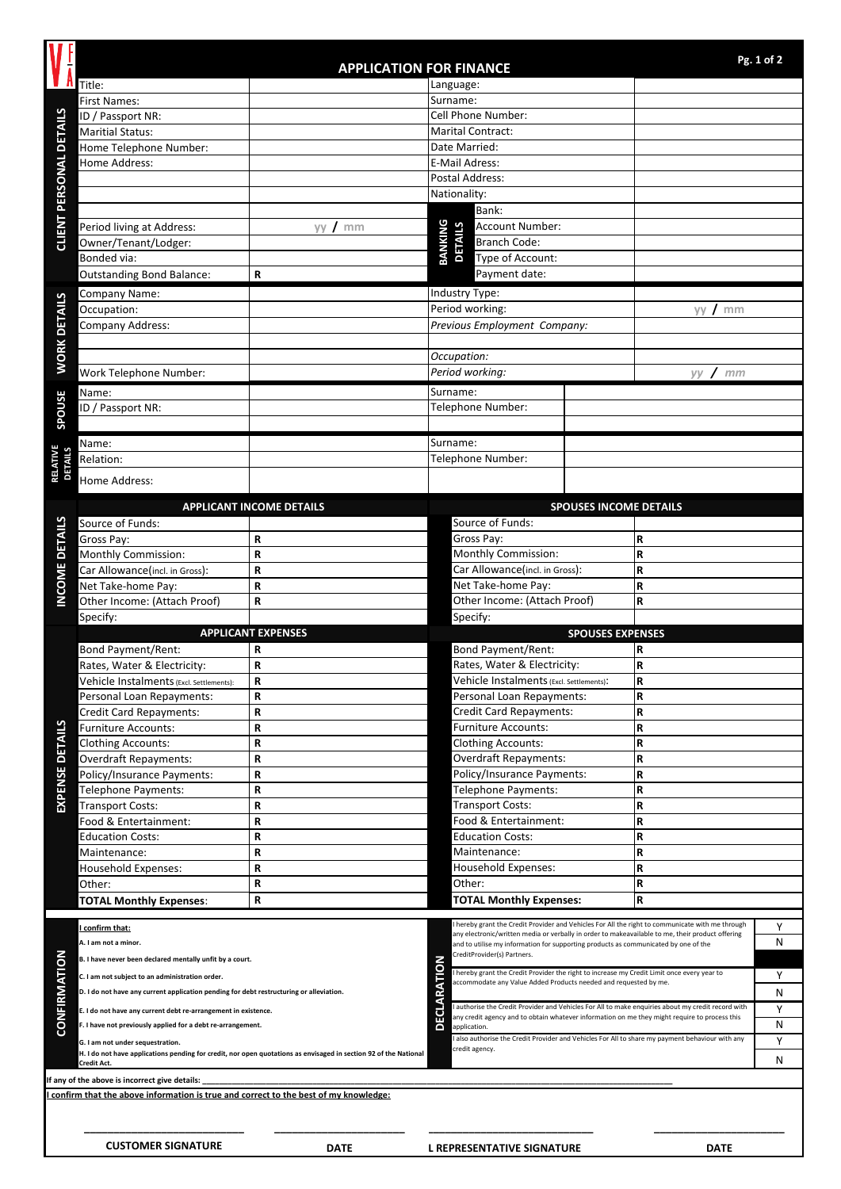# APPLICATION FOR FINANCE

## CLIENT PERSONAL DETAILS

| | | | |
|---|---|---|---|
| Title: | | Language: | |
| First Names: | | Surname: | |
| ID / Passport NR: | | Cell Phone Number: | |
| Maritial Status: | | Marital Contract: | |
| Home Telephone Number: | | Date Married: | |
| Home Address: | | E-Mail Address: | |
| | | Postal Address: | |
| | | Nationality: | |
| | | **BANKING DETAILS** Bank: | |
| Period living at Address: | yy / mm | Account Number: | |
| Owner/Tenant/Lodger: | | Branch Code: | |
| Bonded via: | | Type of Account: | |
| Outstanding Bond Balance: | R | Payment date: | |

## WORK DETAILS

| | | | |
|---|---|---|---|
| Company Name: | | Industry Type: | |
| Occupation: | | Period working: | yy / mm |
| Company Address: | | *Previous Employment Company:* | |
| | | | |
| | | *Occupation:* | |
| Work Telephone Number: | | *Period working:* | *yy / mm* |

## SPOUSE

| | | | |
|---|---|---|---|
| Name: | | Surname: | |
| ID / Passport NR: | | Telephone Number: | |

## RELATIVE DETAILS

| | | | |
|---|---|---|---|
| Name: | | Surname: | |
| Relation: | | Telephone Number: | |
| Home Address: | | | |

## INCOME DETAILS

| APPLICANT INCOME DETAILS | | SPOUSES INCOME DETAILS | |
|---|---|---|---|
| Source of Funds: | | Source of Funds: | |
| Gross Pay: | R | Gross Pay: | R |
| Monthly Commission: | R | Monthly Commission: | R |
| Car Allowance(incl. in Gross): | R | Car Allowance(incl. in Gross): | R |
| Net Take-home Pay: | R | Net Take-home Pay: | R |
| Other Income: (Attach Proof) | R | Other Income: (Attach Proof) | R |
| Specify: | | Specify: | |

## EXPENSE DETAILS

| APPLICANT EXPENSES | | SPOUSES EXPENSES | |
|---|---|---|---|
| Bond Payment/Rent: | R | Bond Payment/Rent: | R |
| Rates, Water & Electricity: | R | Rates, Water & Electricity: | R |
| Vehicle Instalments (Excl. Settlements): | R | Vehicle Instalments (Excl. Settlements): | R |
| Personal Loan Repayments: | R | Personal Loan Repayments: | R |
| Credit Card Repayments: | R | Credit Card Repayments: | R |
| Furniture Accounts: | R | Furniture Accounts: | R |
| Clothing Accounts: | R | Clothing Accounts: | R |
| Overdraft Repayments: | R | Overdraft Repayments: | R |
| Policy/Insurance Payments: | R | Policy/Insurance Payments: | R |
| Telephone Payments: | R | Telephone Payments: | R |
| Transport Costs: | R | Transport Costs: | R |
| Food & Entertainment: | R | Food & Entertainment: | R |
| Education Costs: | R | Education Costs: | R |
| Maintenance: | R | Maintenance: | R |
| Household Expenses: | R | Household Expenses: | R |
| Other: | R | Other: | R |
| **TOTAL Monthly Expenses**: | R | **TOTAL Monthly Expenses:** | R |

## CONFIRMATION

**I confirm that:**

A. I am not a minor.

B. I have never been declared mentally unfit by a court.

C. I am not subject to an administration order.

D. I do not have any current application pending for debt restructuring or alleviation.

E. I do not have any current debt re-arrangement in existence.

F. I have not previously applied for a debt re-arrangement.

G. I am not under sequestration.

H. I do not have applications pending for credit, nor open quotations as envisaged in section 92 of the National Credit Act.

## DECLARATION

| | |
|---|---|
| I hereby grant the Credit Provider and Vehicles For All the right to communicate with me through any electronic/written media or verbally in order to makeavailable to me, their product offering and to utilise my information for supporting products as communicated by one of the CreditProvider(s) Partners. | Y / N |
| I hereby grant the Credit Provider the right to increase my Credit Limit once every year to accommodate any Value Added Products needed and requested by me. | Y / N |
| I authorise the Credit Provider and Vehicles For All to make enquiries about my credit record with any credit agency and to obtain whatever information on me they might require to process this application. | Y / N |
| I also authorise the Credit Provider and Vehicles For All to share my payment behaviour with any credit agency. | Y / N |

If any of the above is incorrect give details: ____________________________________________

**I confirm that the above information is true and correct to the best of my knowledge:**

| ______________________ | ______________________ | ______________________ | ______________________ |
|---|---|---|---|
| **CUSTOMER SIGNATURE** | **DATE** | **L REPRESENTATIVE SIGNATURE** | **DATE** |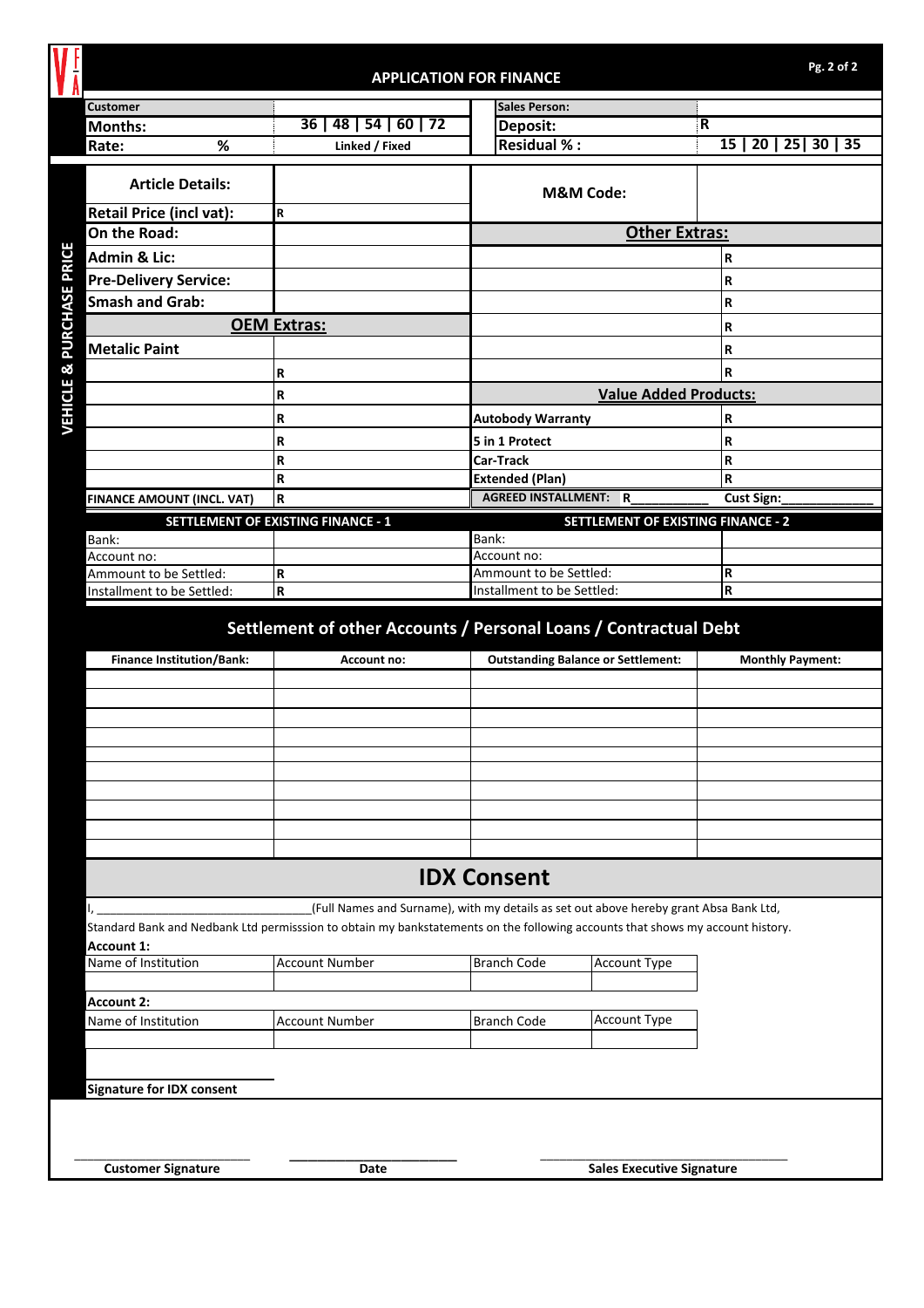# APPLICATION FOR FINANCE

| | | | |
|---|---|---|---|
| **Customer** | | **Sales Person:** | |
| **Months:** | 36 \| 48 \| 54 \| 60 \| 72 | **Deposit:** | R |
| **Rate: %** | Linked / Fixed | **Residual % :** | 15 \| 20 \| 25\| 30 \| 35 |

## VEHICLE & PURCHASE PRICE

| | | | |
|---|---|---|---|
| **Article Details:** | | **M&M Code:** | |
| **Retail Price (incl vat):** | R | | |
| **On the Road:** | | **Other Extras:** | |
| **Admin & Lic:** | | | R |
| **Pre-Delivery Service:** | | | R |
| **Smash and Grab:** | | | R |
| **OEM Extras:** | | | R |
| **Metalic Paint** | | | R |
| | R | | R |
| | R | **Value Added Products:** | |
| | R | **Autobody Warranty** | R |
| | R | **5 in 1 Protect** | R |
| | R | **Car-Track** | R |
| | R | **Extended (Plan)** | R |
| **FINANCE AMOUNT (INCL. VAT)** | R | **AGREED INSTALLMENT:** R__________ | **Cust Sign:**____________ |

| SETTLEMENT OF EXISTING FINANCE - 1 | | SETTLEMENT OF EXISTING FINANCE - 2 | |
|---|---|---|---|
| Bank: | | Bank: | |
| Account no: | | Account no: | |
| Ammount to be Settled: | R | Ammount to be Settled: | R |
| Installment to be Settled: | R | Installment to be Settled: | R |

## Settlement of other Accounts / Personal Loans / Contractual Debt

| Finance Institution/Bank: | Account no: | Outstanding Balance or Settlement: | Monthly Payment: |
|---|---|---|---|
| | | | |
| | | | |
| | | | |
| | | | |
| | | | |
| | | | |
| | | | |
| | | | |
| | | | |

## IDX Consent

I, ________________________________(Full Names and Surname), with my details as set out above hereby grant Absa Bank Ltd, Standard Bank and Nedbank Ltd permisssion to obtain my bankstatements on the following accounts that shows my account history.

**Account 1:**

| Name of Institution | Account Number | Branch Code | Account Type |
|---|---|---|---|
| | | | |

**Account 2:**

| Name of Institution | Account Number | Branch Code | Account Type |
|---|---|---|---|
| | | | |

**Signature for IDX consent**

________________________ ________________________ ________________________

**Customer Signature** **Date** **Sales Executive Signature**